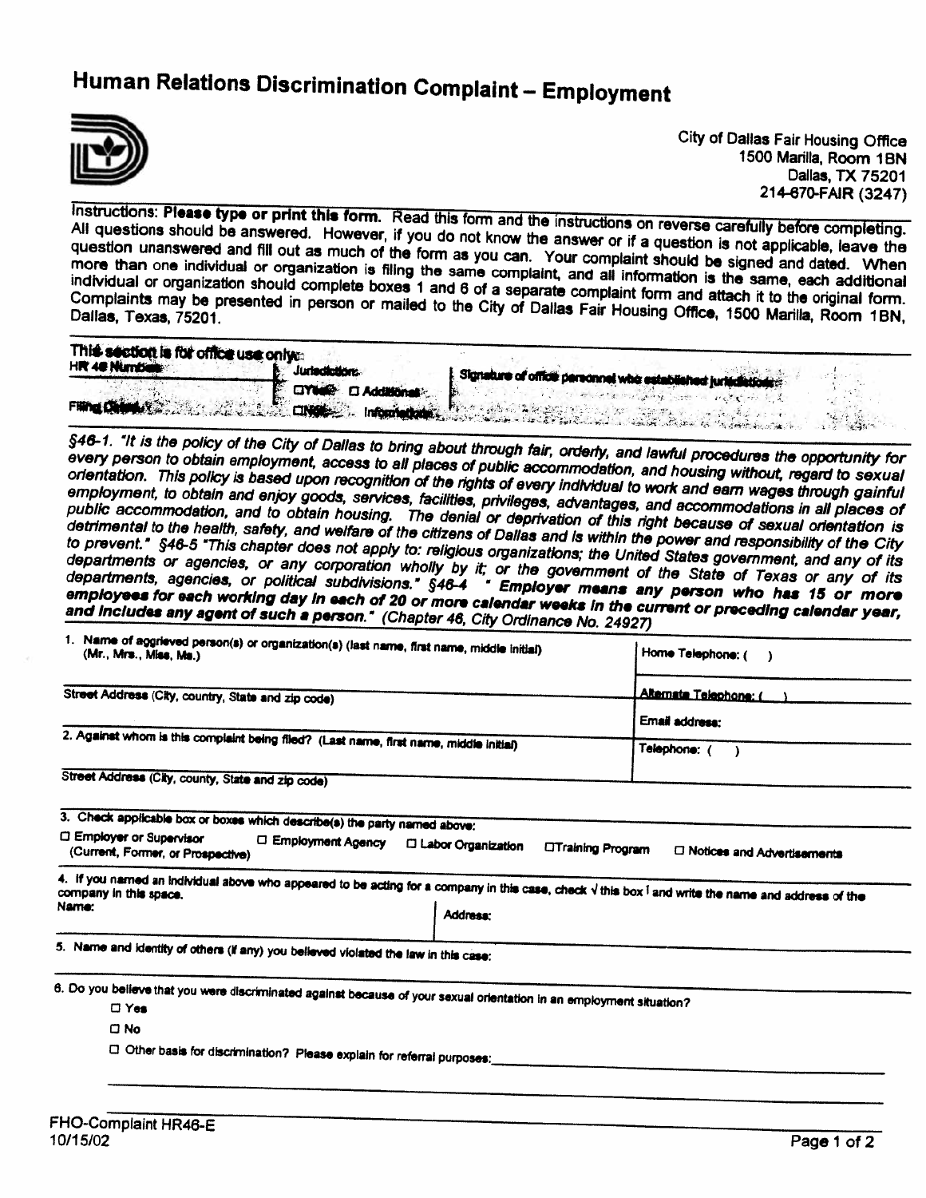# Human Relations Discrimination Complaint – Employment

City of Dallas Fair Housing Office
1500 Marilla, Room 1BN
Dallas, TX 75201
214-670-FAIR (3247)

Instructions: **Please type or print this form.** Read this form and the instructions on reverse carefully before completing. All questions should be answered. However, if you do not know the answer or if a question is not applicable, leave the question unanswered and fill out as much of the form as you can. Your complaint should be signed and dated. When more than one individual or organization is filing the same complaint, and all information is the same, each additional individual or organization should complete boxes 1 and 6 of a separate complaint form and attach it to the original form. Complaints may be presented in person or mailed to the City of Dallas Fair Housing Office, 1500 Marilla, Room 1BN, Dallas, Texas, 75201.

**This section is for office use only:**

| HR 46 Number: | Jurisdiction: | Signature of office personnel who established jurisdiction: |
|---|---|---|
| Filing Date: | ☐ Yes ☐ No ☐ Additional Information | |

*§46-1. "It is the policy of the City of Dallas to bring about through fair, orderly, and lawful procedures the opportunity for every person to obtain employment, access to all places of public accommodation, and housing without, regard to sexual orientation. This policy is based upon recognition of the rights of every individual to work and earn wages through gainful employment, to obtain and enjoy goods, services, facilities, privileges, advantages, and accommodations in all places of public accommodation, and to obtain housing. The denial or deprivation of this right because of sexual orientation is detrimental to the health, safety, and welfare of the citizens of Dallas and is within the power and responsibility of the City to prevent." §46-5 "This chapter does not apply to: religious organizations; the United States government, and any of its departments or agencies, or any corporation wholly by it; or the government of the State of Texas or any of its departments, agencies, or political subdivisions." §46-4 " **Employer means any person who has 15 or more employees for each working day in each of 20 or more calendar weeks in the current or preceding calendar year, and includes any agent of such a person.**" (Chapter 46, City Ordinance No. 24927)*

| | |
|---|---|
| 1. Name of aggrieved person(s) or organization(s) (last name, first name, middle initial) (Mr., Mrs., Miss, Ms.) | Home Telephone: ( ) |
| Street Address (City, country, State and zip code) | Alternate Telephone: ( ) |
| | Email address: |
| 2. Against whom is this complaint being filed? (Last name, first name, middle initial) | Telephone: ( ) |
| Street Address (City, county, State and zip code) | |

3. Check applicable box or boxes which describe(s) the party named above:

☐ Employer or Supervisor (Current, Former, or Prospective) ☐ Employment Agency ☐ Labor Organization ☐ Training Program ☐ Notices and Advertisements

4. If you named an individual above who appeared to be acting for a company in this case, check √ this box ☐ and write the name and address of the company in this space.

Name: | Address:

5. Name and identity of others (if any) you believed violated the law in this case:

6. Do you believe that you were discriminated against because of your sexual orientation in an employment situation?

☐ Yes

☐ No

☐ Other basis for discrimination? Please explain for referral purposes:

FHO-Complaint HR46-E
10/15/02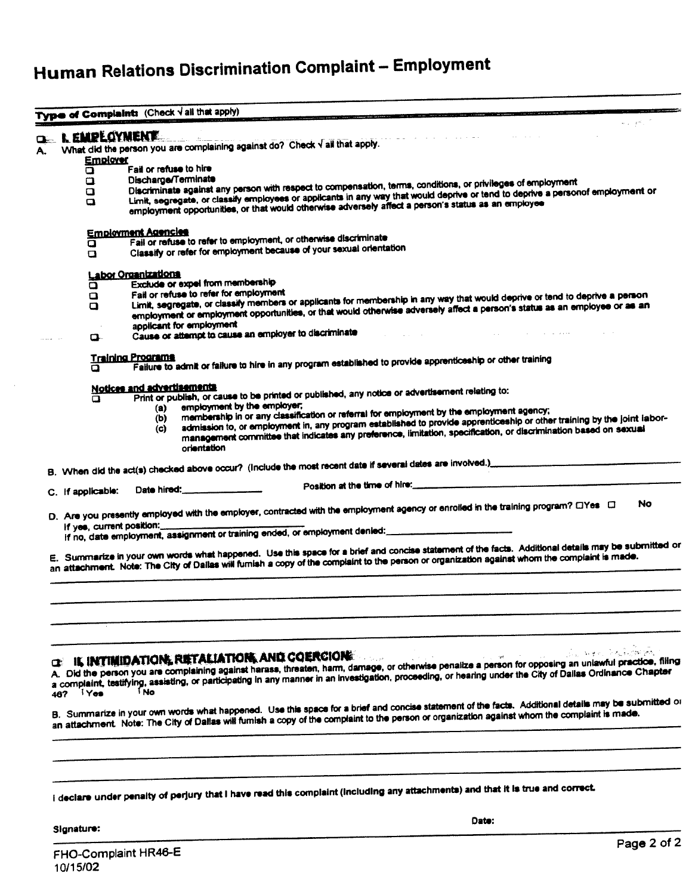# Human Relations Discrimination Complaint – Employment

**Type of Complaint:** (Check √ all that apply)

☐ **I. EMPLOYMENT**

A. What did the person you are complaining against do? Check √ all that apply.

**Employer**

- ☐ Fail or refuse to hire
- ☐ Discharge/Terminate
- ☐ Discriminate against any person with respect to compensation, terms, conditions, or privileges of employment
- ☐ Limit, segregate, or classify employees or applicants in any way that would deprive or tend to deprive a personof employment or employment opportunities, or that would otherwise adversely affect a person's status as an employee

**Employment Agencies**

- ☐ Fail or refuse to refer to employment, or otherwise discriminate
- ☐ Classify or refer for employment because of your sexual orientation

**Labor Organizations**

- ☐ Exclude or expel from membership
- ☐ Fail or refuse to refer for employment
- ☐ Limit, segregate, or classify members or applicants for membership in any way that would deprive or tend to deprive a person employment or employment opportunities, or that would otherwise adversely affect a person's status as an employee or as an applicant for employment
- ☐ Cause or attempt to cause an employer to discriminate

**Training Programs**

- ☐ Failure to admit or failure to hire in any program established to provide apprenticeship or other training

**Notices and advertisements**

- ☐ Print or publish, or cause to be printed or published, any notice or advertisement relating to:
  - (a) employment by the employer;
  - (b) membership in or any classification or referral for employment by the employment agency;
  - (c) admission to, or employment in, any program established to provide apprenticeship or other training by the joint labor-management committee that indicates any preference, limitation, specification, or discrimination based on sexual orientation

B. When did the act(s) checked above occur? (Include the most recent date if several dates are involved.)\_\_\_\_\_\_\_\_\_\_\_\_\_\_\_\_\_\_\_\_

C. If applicable: Date hired:\_\_\_\_\_\_\_\_\_\_\_\_\_\_ Position at the time of hire:\_\_\_\_\_\_\_\_\_\_\_\_\_\_\_\_\_\_\_\_

D. Are you presently employed with the employer, contracted with the employment agency or enrolled in the training program? ☐Yes ☐ No
If yes, current position:\_\_\_\_\_\_\_\_\_\_\_\_\_\_\_\_\_\_\_\_
If no, date employment, assignment or training ended, or employment denied:\_\_\_\_\_\_\_\_\_\_\_\_\_\_\_\_\_\_\_\_

E. Summarize in your own words what happened. Use this space for a brief and concise statement of the facts. Additional details may be submitted or an attachment. Note: The City of Dallas will furnish a copy of the complaint to the person or organization against whom the complaint is made.

\_\_\_\_\_\_\_\_\_\_\_\_\_\_\_\_\_\_\_\_\_\_\_\_\_\_\_\_\_\_\_\_\_\_\_\_\_\_\_\_

\_\_\_\_\_\_\_\_\_\_\_\_\_\_\_\_\_\_\_\_\_\_\_\_\_\_\_\_\_\_\_\_\_\_\_\_\_\_\_\_

\_\_\_\_\_\_\_\_\_\_\_\_\_\_\_\_\_\_\_\_\_\_\_\_\_\_\_\_\_\_\_\_\_\_\_\_\_\_\_\_

\_\_\_\_\_\_\_\_\_\_\_\_\_\_\_\_\_\_\_\_\_\_\_\_\_\_\_\_\_\_\_\_\_\_\_\_\_\_\_\_

☐ **II. INTIMIDATION, RETALIATION, AND COERCION**

A. Did the person you are complaining against harass, threaten, harm, damage, or otherwise penalize a person for opposing an unlawful practice, filing a complaint, testifying, assisting, or participating in any manner in an investigation, proceeding, or hearing under the City of Dallas Ordinance Chapter 46? ☐ Yes ☐ No

B. Summarize in your own words what happened. Use this space for a brief and concise statement of the facts. Additional details may be submitted or an attachment. Note: The City of Dallas will furnish a copy of the complaint to the person or organization against whom the complaint is made.

\_\_\_\_\_\_\_\_\_\_\_\_\_\_\_\_\_\_\_\_\_\_\_\_\_\_\_\_\_\_\_\_\_\_\_\_\_\_\_\_

\_\_\_\_\_\_\_\_\_\_\_\_\_\_\_\_\_\_\_\_\_\_\_\_\_\_\_\_\_\_\_\_\_\_\_\_\_\_\_\_

\_\_\_\_\_\_\_\_\_\_\_\_\_\_\_\_\_\_\_\_\_\_\_\_\_\_\_\_\_\_\_\_\_\_\_\_\_\_\_\_

**I declare under penalty of perjury that I have read this complaint (including any attachments) and that it is true and correct.**

Signature:\_\_\_\_\_\_\_\_\_\_\_\_\_\_\_\_\_\_\_\_ Date:\_\_\_\_\_\_\_\_\_\_\_\_\_\_

FHO-Complaint HR46-E
10/15/02